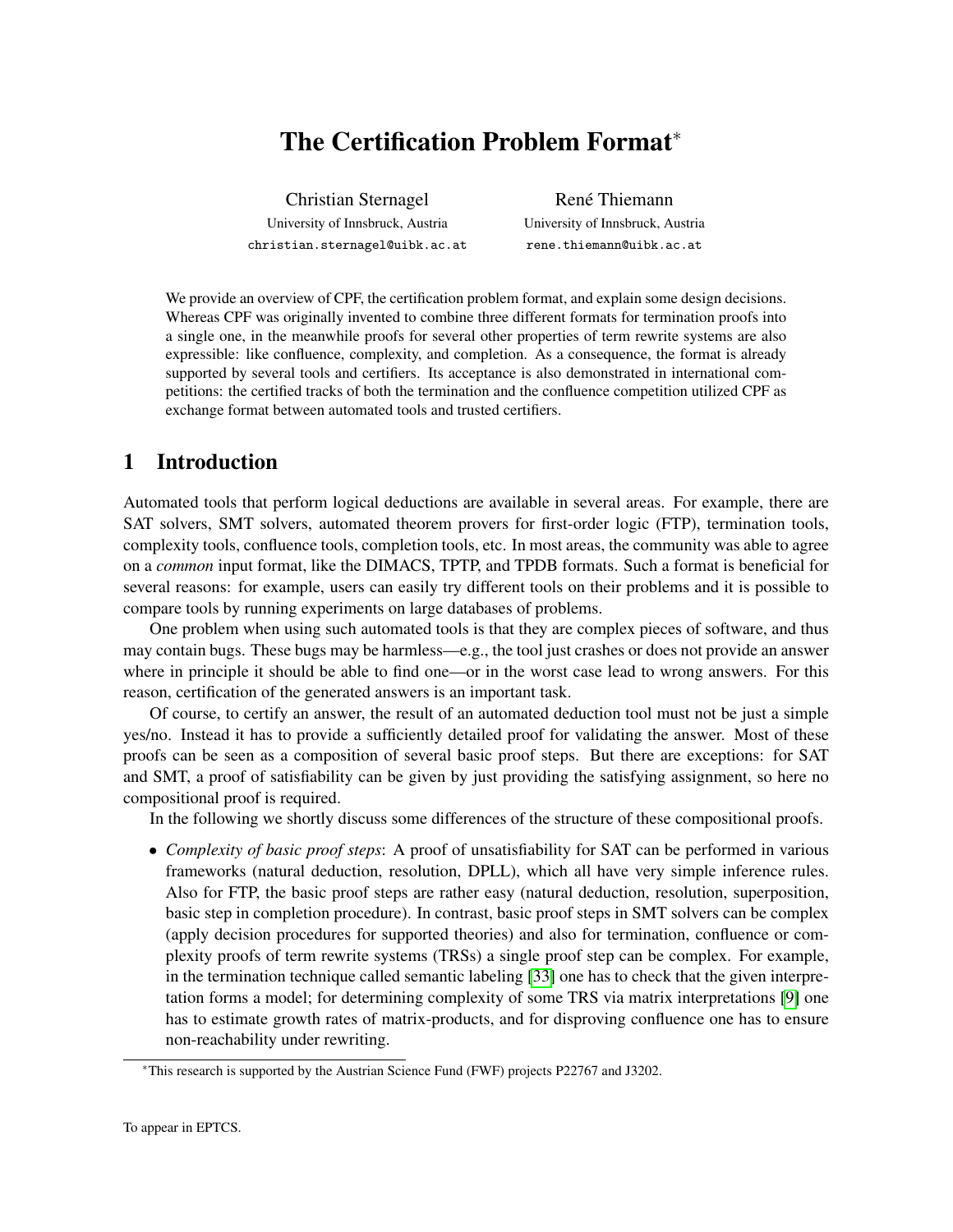# The Certification Problem Format*

Christian Sternagel
University of Innsbruck, Austria
christian.sternagel@uibk.ac.at

René Thiemann
University of Innsbruck, Austria
rene.thiemann@uibk.ac.at

We provide an overview of CPF, the certification problem format, and explain some design decisions. Whereas CPF was originally invented to combine three different formats for termination proofs into a single one, in the meanwhile proofs for several other properties of term rewrite systems are also expressible: like confluence, complexity, and completion. As a consequence, the format is already supported by several tools and certifiers. Its acceptance is also demonstrated in international competitions: the certified tracks of both the termination and the confluence competition utilized CPF as exchange format between automated tools and trusted certifiers.

## 1 Introduction

Automated tools that perform logical deductions are available in several areas. For example, there are SAT solvers, SMT solvers, automated theorem provers for first-order logic (FTP), termination tools, complexity tools, confluence tools, completion tools, etc. In most areas, the community was able to agree on a *common* input format, like the DIMACS, TPTP, and TPDB formats. Such a format is beneficial for several reasons: for example, users can easily try different tools on their problems and it is possible to compare tools by running experiments on large databases of problems.

One problem when using such automated tools is that they are complex pieces of software, and thus may contain bugs. These bugs may be harmless—e.g., the tool just crashes or does not provide an answer where in principle it should be able to find one—or in the worst case lead to wrong answers. For this reason, certification of the generated answers is an important task.

Of course, to certify an answer, the result of an automated deduction tool must not be just a simple yes/no. Instead it has to provide a sufficiently detailed proof for validating the answer. Most of these proofs can be seen as a composition of several basic proof steps. But there are exceptions: for SAT and SMT, a proof of satisfiability can be given by just providing the satisfying assignment, so here no compositional proof is required.

In the following we shortly discuss some differences of the structure of these compositional proofs.

- *Complexity of basic proof steps*: A proof of unsatisfiability for SAT can be performed in various frameworks (natural deduction, resolution, DPLL), which all have very simple inference rules. Also for FTP, the basic proof steps are rather easy (natural deduction, resolution, superposition, basic step in completion procedure). In contrast, basic proof steps in SMT solvers can be complex (apply decision procedures for supported theories) and also for termination, confluence or complexity proofs of term rewrite systems (TRSs) a single proof step can be complex. For example, in the termination technique called semantic labeling [33] one has to check that the given interpretation forms a model; for determining complexity of some TRS via matrix interpretations [9] one has to estimate growth rates of matrix-products, and for disproving confluence one has to ensure non-reachability under rewriting.

*This research is supported by the Austrian Science Fund (FWF) projects P22767 and J3202.

To appear in EPTCS.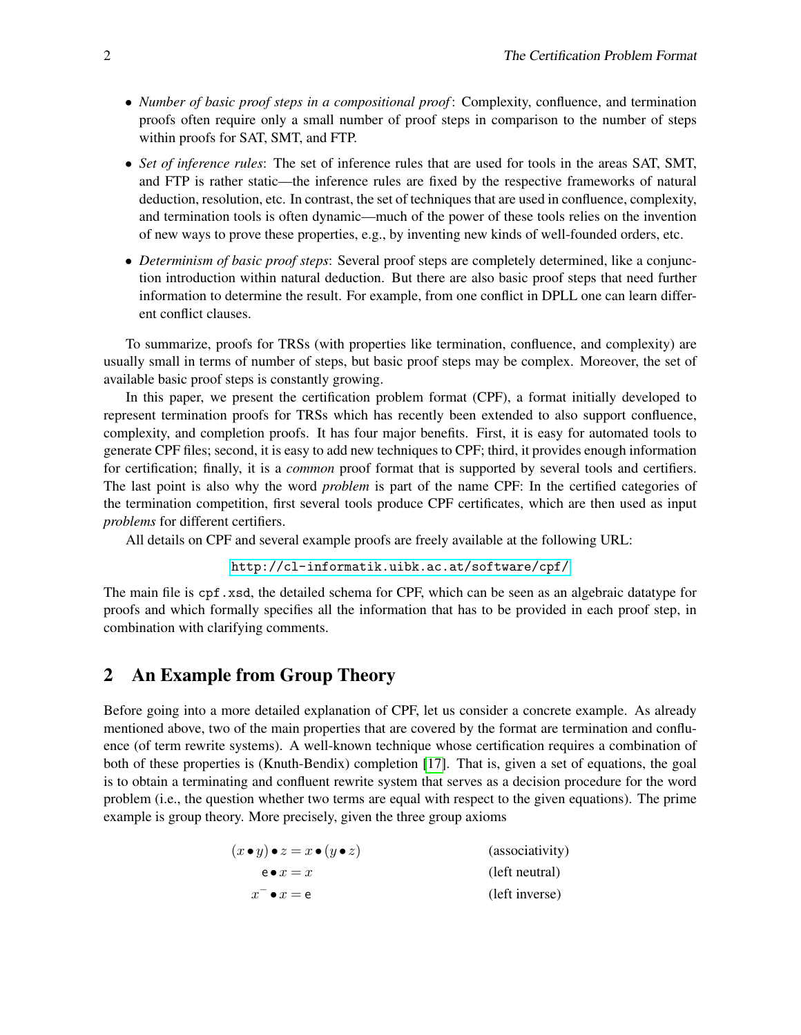- *Number of basic proof steps in a compositional proof*: Complexity, confluence, and termination proofs often require only a small number of proof steps in comparison to the number of steps within proofs for SAT, SMT, and FTP.
- *Set of inference rules*: The set of inference rules that are used for tools in the areas SAT, SMT, and FTP is rather static—the inference rules are fixed by the respective frameworks of natural deduction, resolution, etc. In contrast, the set of techniques that are used in confluence, complexity, and termination tools is often dynamic—much of the power of these tools relies on the invention of new ways to prove these properties, e.g., by inventing new kinds of well-founded orders, etc.
- *Determinism of basic proof steps*: Several proof steps are completely determined, like a conjunction introduction within natural deduction. But there are also basic proof steps that need further information to determine the result. For example, from one conflict in DPLL one can learn different conflict clauses.

To summarize, proofs for TRSs (with properties like termination, confluence, and complexity) are usually small in terms of number of steps, but basic proof steps may be complex. Moreover, the set of available basic proof steps is constantly growing.

In this paper, we present the certification problem format (CPF), a format initially developed to represent termination proofs for TRSs which has recently been extended to also support confluence, complexity, and completion proofs. It has four major benefits. First, it is easy for automated tools to generate CPF files; second, it is easy to add new techniques to CPF; third, it provides enough information for certification; finally, it is a *common* proof format that is supported by several tools and certifiers. The last point is also why the word *problem* is part of the name CPF: In the certified categories of the termination competition, first several tools produce CPF certificates, which are then used as input *problems* for different certifiers.

All details on CPF and several example proofs are freely available at the following URL:

`http://cl-informatik.uibk.ac.at/software/cpf/`

The main file is `cpf.xsd`, the detailed schema for CPF, which can be seen as an algebraic datatype for proofs and which formally specifies all the information that has to be provided in each proof step, in combination with clarifying comments.

## 2 An Example from Group Theory

Before going into a more detailed explanation of CPF, let us consider a concrete example. As already mentioned above, two of the main properties that are covered by the format are termination and confluence (of term rewrite systems). A well-known technique whose certification requires a combination of both of these properties is (Knuth-Bendix) completion [17]. That is, given a set of equations, the goal is to obtain a terminating and confluent rewrite system that serves as a decision procedure for the word problem (i.e., the question whether two terms are equal with respect to the given equations). The prime example is group theory. More precisely, given the three group axioms

$$(x \bullet y) \bullet z = x \bullet (y \bullet z) \qquad \text{(associativity)}$$

$$\mathsf{e} \bullet x = x \qquad \text{(left neutral)}$$

$$x^- \bullet x = \mathsf{e} \qquad \text{(left inverse)}$$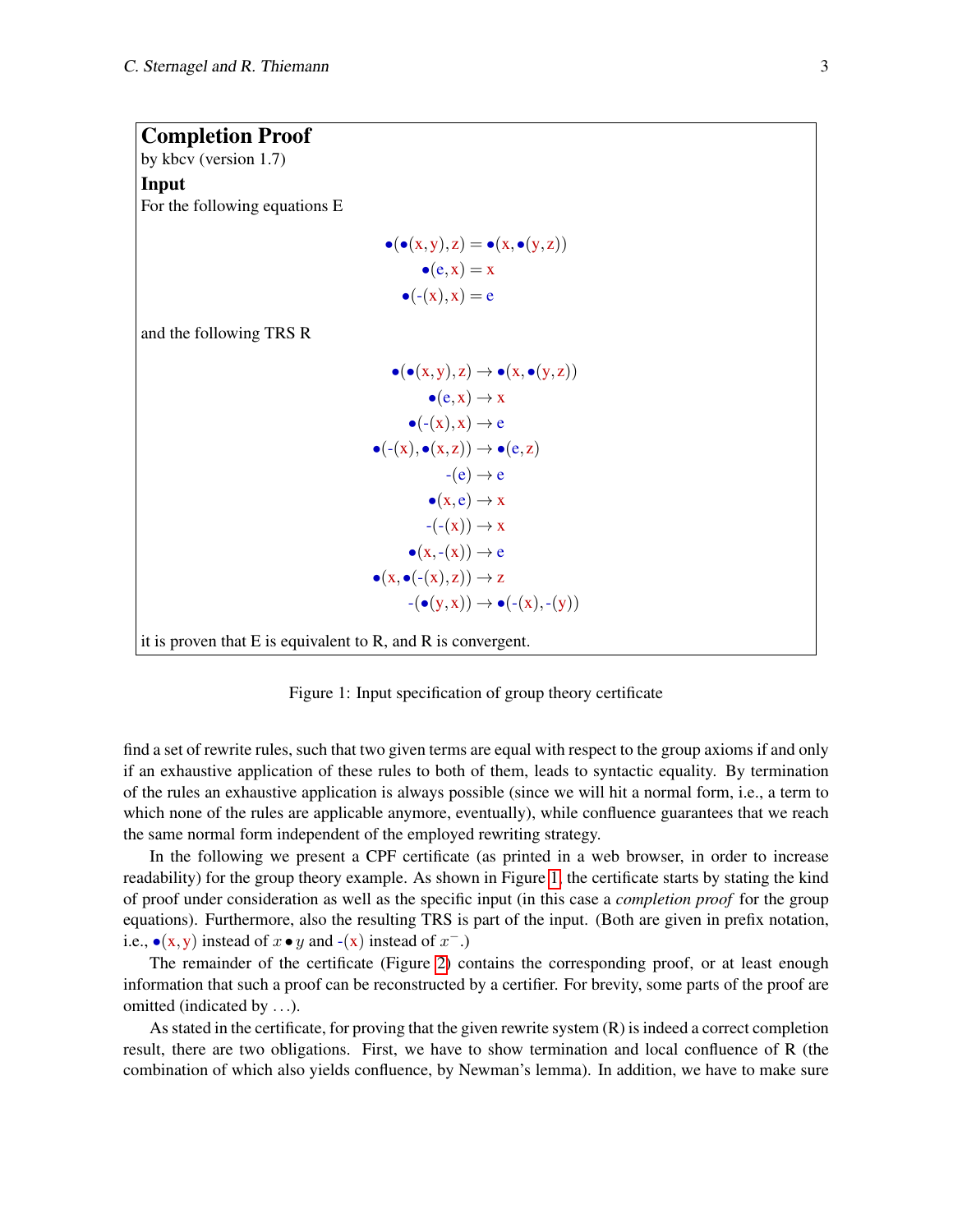**Completion Proof**
by kbcv (version 1.7)

**Input**

For the following equations E

$$
\begin{aligned}
\bullet(\bullet(x,y),z) &= \bullet(x,\bullet(y,z))\\
\bullet(e,x) &= x\\
\bullet(\text{-}(x),x) &= e
\end{aligned}
$$

and the following TRS R

$$
\begin{aligned}
\bullet(\bullet(x,y),z) &\to \bullet(x,\bullet(y,z))\\
\bullet(e,x) &\to x\\
\bullet(\text{-}(x),x) &\to e\\
\bullet(\text{-}(x),\bullet(x,z)) &\to \bullet(e,z)\\
\text{-}(e) &\to e\\
\bullet(x,e) &\to x\\
\text{-}(\text{-}(x)) &\to x\\
\bullet(x,\text{-}(x)) &\to e\\
\bullet(x,\bullet(\text{-}(x),z)) &\to z\\
\text{-}(\bullet(y,x)) &\to \bullet(\text{-}(x),\text{-}(y))
\end{aligned}
$$

it is proven that E is equivalent to R, and R is convergent.

Figure 1: Input specification of group theory certificate

find a set of rewrite rules, such that two given terms are equal with respect to the group axioms if and only if an exhaustive application of these rules to both of them, leads to syntactic equality. By termination of the rules an exhaustive application is always possible (since we will hit a normal form, i.e., a term to which none of the rules are applicable anymore, eventually), while confluence guarantees that we reach the same normal form independent of the employed rewriting strategy.

In the following we present a CPF certificate (as printed in a web browser, in order to increase readability) for the group theory example. As shown in Figure 1, the certificate starts by stating the kind of proof under consideration as well as the specific input (in this case a *completion proof* for the group equations). Furthermore, also the resulting TRS is part of the input. (Both are given in prefix notation, i.e., $\bullet(x,y)$ instead of $x \bullet y$ and -(x) instead of $x^{-}$.)

The remainder of the certificate (Figure 2) contains the corresponding proof, or at least enough information that such a proof can be reconstructed by a certifier. For brevity, some parts of the proof are omitted (indicated by ...).

As stated in the certificate, for proving that the given rewrite system (R) is indeed a correct completion result, there are two obligations. First, we have to show termination and local confluence of R (the combination of which also yields confluence, by Newman's lemma). In addition, we have to make sure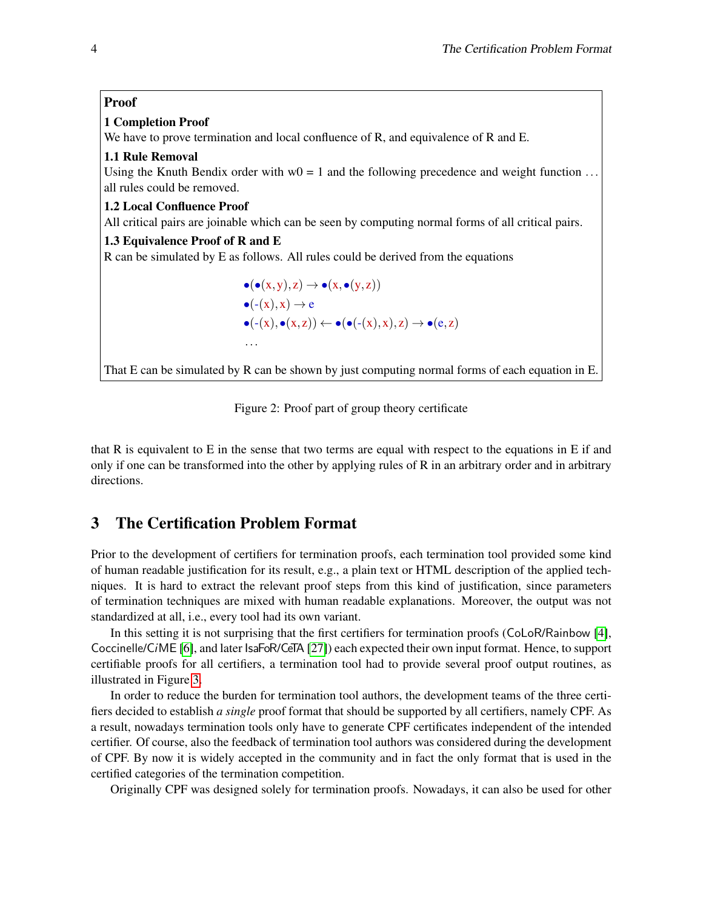**Proof**

**1 Completion Proof**
We have to prove termination and local confluence of R, and equivalence of R and E.

**1.1 Rule Removal**
Using the Knuth Bendix order with w0 = 1 and the following precedence and weight function ... all rules could be removed.

**1.2 Local Confluence Proof**
All critical pairs are joinable which can be seen by computing normal forms of all critical pairs.

**1.3 Equivalence Proof of R and E**
R can be simulated by E as follows. All rules could be derived from the equations

$$\bullet(\bullet(\mathrm{x},\mathrm{y}),\mathrm{z}) \to \bullet(\mathrm{x},\bullet(\mathrm{y},\mathrm{z}))$$
$$\bullet(\text{-}(\mathrm{x}),\mathrm{x}) \to \mathrm{e}$$
$$\bullet(\text{-}(\mathrm{x}),\bullet(\mathrm{x},\mathrm{z})) \leftarrow \bullet(\bullet(\text{-}(\mathrm{x}),\mathrm{x}),\mathrm{z}) \to \bullet(\mathrm{e},\mathrm{z})$$
$$\ldots$$

That E can be simulated by R can be shown by just computing normal forms of each equation in E.

Figure 2: Proof part of group theory certificate

that R is equivalent to E in the sense that two terms are equal with respect to the equations in E if and only if one can be transformed into the other by applying rules of R in an arbitrary order and in arbitrary directions.

## 3 The Certification Problem Format

Prior to the development of certifiers for termination proofs, each termination tool provided some kind of human readable justification for its result, e.g., a plain text or HTML description of the applied techniques. It is hard to extract the relevant proof steps from this kind of justification, since parameters of termination techniques are mixed with human readable explanations. Moreover, the output was not standardized at all, i.e., every tool had its own variant.

In this setting it is not surprising that the first certifiers for termination proofs (CoLoR/Rainbow [4], Coccinelle/CiME [6], and later IsaFoR/CeTA [27]) each expected their own input format. Hence, to support certifiable proofs for all certifiers, a termination tool had to provide several proof output routines, as illustrated in Figure 3.

In order to reduce the burden for termination tool authors, the development teams of the three certifiers decided to establish *a single* proof format that should be supported by all certifiers, namely CPF. As a result, nowadays termination tools only have to generate CPF certificates independent of the intended certifier. Of course, also the feedback of termination tool authors was considered during the development of CPF. By now it is widely accepted in the community and in fact the only format that is used in the certified categories of the termination competition.

Originally CPF was designed solely for termination proofs. Nowadays, it can also be used for other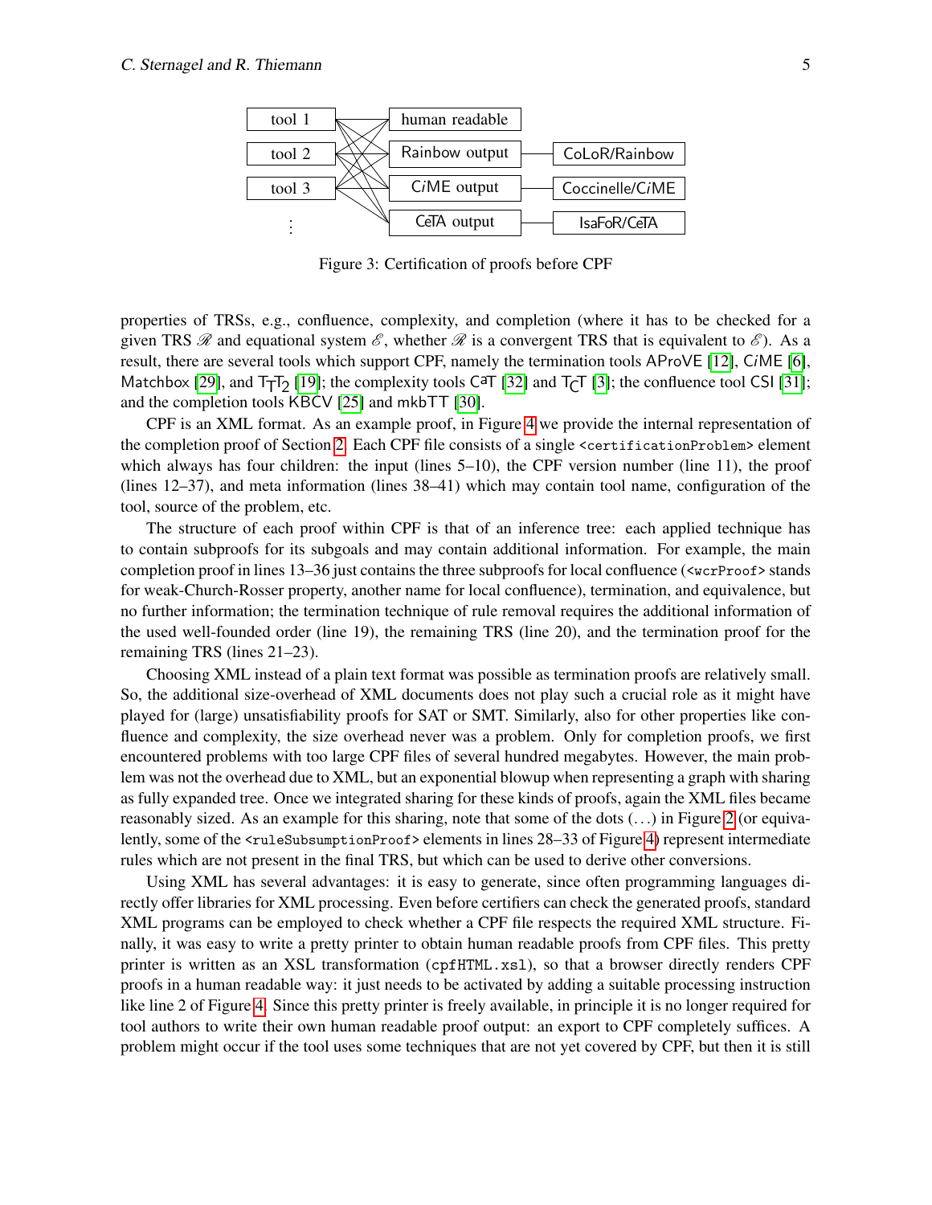Figure 3: Certification of proofs before CPF

properties of TRSs, e.g., confluence, complexity, and completion (where it has to be checked for a given TRS $\mathscr{R}$ and equational system $\mathscr{E}$, whether $\mathscr{R}$ is a convergent TRS that is equivalent to $\mathscr{E}$). As a result, there are several tools which support CPF, namely the termination tools AProVE [12], C*i*ME [6], Matchbox [29], and $\mathsf{T_TT_2}$ [19]; the complexity tools CaT [32] and $\mathsf{T_CT}$ [3]; the confluence tool CSI [31]; and the completion tools KBCV [25] and mkbTT [30].

CPF is an XML format. As an example proof, in Figure 4 we provide the internal representation of the completion proof of Section 2. Each CPF file consists of a single `<certificationProblem>` element which always has four children: the input (lines 5–10), the CPF version number (line 11), the proof (lines 12–37), and meta information (lines 38–41) which may contain tool name, configuration of the tool, source of the problem, etc.

The structure of each proof within CPF is that of an inference tree: each applied technique has to contain subproofs for its subgoals and may contain additional information. For example, the main completion proof in lines 13–36 just contains the three subproofs for local confluence (`<wcrProof>` stands for weak-Church-Rosser property, another name for local confluence), termination, and equivalence, but no further information; the termination technique of rule removal requires the additional information of the used well-founded order (line 19), the remaining TRS (line 20), and the termination proof for the remaining TRS (lines 21–23).

Choosing XML instead of a plain text format was possible as termination proofs are relatively small. So, the additional size-overhead of XML documents does not play such a crucial role as it might have played for (large) unsatisfiability proofs for SAT or SMT. Similarly, also for other properties like confluence and complexity, the size overhead never was a problem. Only for completion proofs, we first encountered problems with too large CPF files of several hundred megabytes. However, the main problem was not the overhead due to XML, but an exponential blowup when representing a graph with sharing as fully expanded tree. Once we integrated sharing for these kinds of proofs, again the XML files became reasonably sized. As an example for this sharing, note that some of the dots (…) in Figure 2 (or equivalently, some of the `<ruleSubsumptionProof>` elements in lines 28–33 of Figure 4) represent intermediate rules which are not present in the final TRS, but which can be used to derive other conversions.

Using XML has several advantages: it is easy to generate, since often programming languages directly offer libraries for XML processing. Even before certifiers can check the generated proofs, standard XML programs can be employed to check whether a CPF file respects the required XML structure. Finally, it was easy to write a pretty printer to obtain human readable proofs from CPF files. This pretty printer is written as an XSL transformation (`cpfHTML.xsl`), so that a browser directly renders CPF proofs in a human readable way: it just needs to be activated by adding a suitable processing instruction like line 2 of Figure 4. Since this pretty printer is freely available, in principle it is no longer required for tool authors to write their own human readable proof output: an export to CPF completely suffices. A problem might occur if the tool uses some techniques that are not yet covered by CPF, but then it is still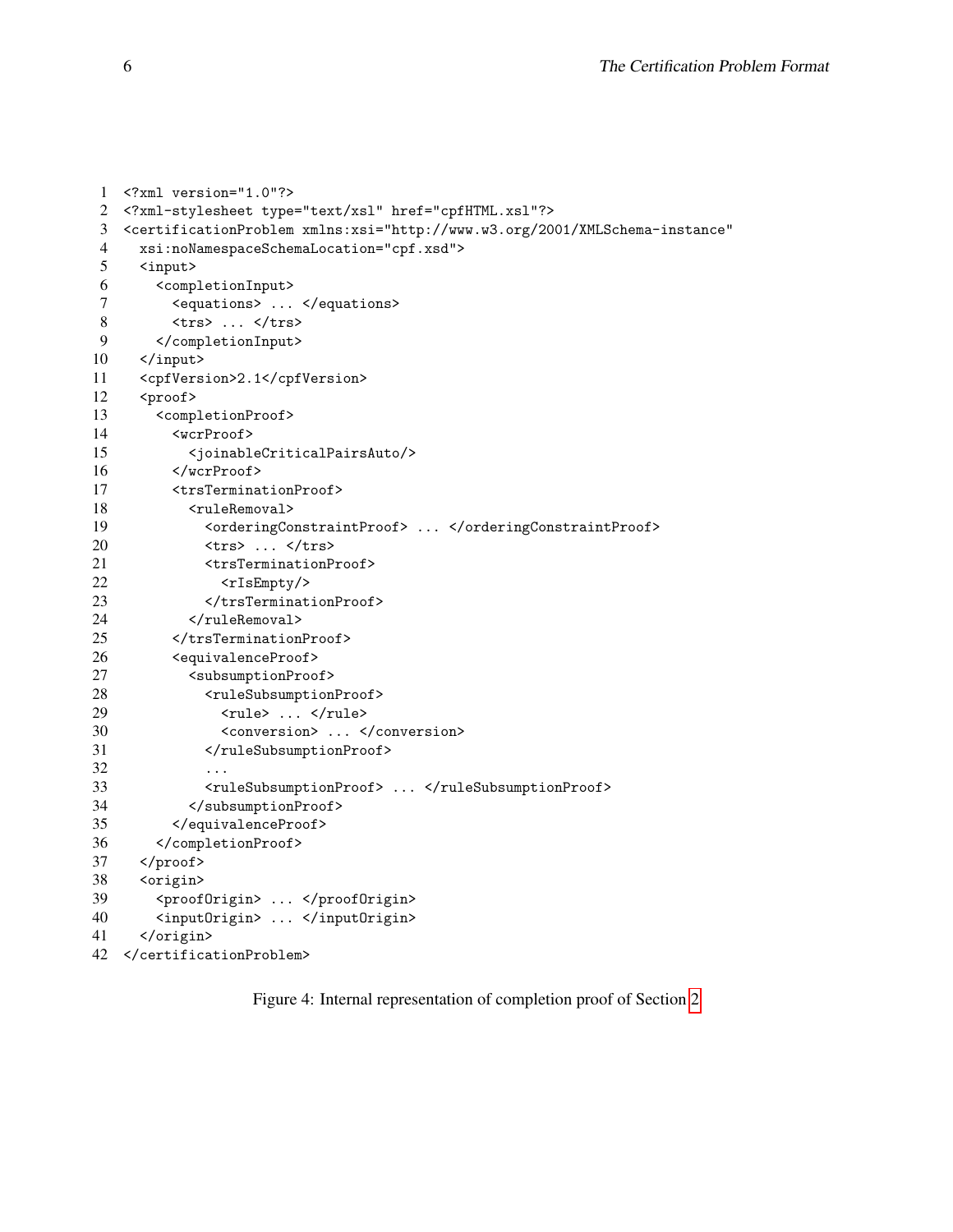```
<?xml version="1.0"?>
<?xml-stylesheet type="text/xsl" href="cpfHTML.xsl"?>
<certificationProblem xmlns:xsi="http://www.w3.org/2001/XMLSchema-instance"
  xsi:noNamespaceSchemaLocation="cpf.xsd">
  <input>
    <completionInput>
      <equations> ... </equations>
      <trs> ... </trs>
    </completionInput>
  </input>
  <cpfVersion>2.1</cpfVersion>
  <proof>
    <completionProof>
      <wcrProof>
        <joinableCriticalPairsAuto/>
      </wcrProof>
      <trsTerminationProof>
        <ruleRemoval>
          <orderingConstraintProof> ... </orderingConstraintProof>
          <trs> ... </trs>
          <trsTerminationProof>
            <rIsEmpty/>
          </trsTerminationProof>
        </ruleRemoval>
      </trsTerminationProof>
      <equivalenceProof>
        <subsumptionProof>
          <ruleSubsumptionProof>
            <rule> ... </rule>
            <conversion> ... </conversion>
          </ruleSubsumptionProof>
          ...
          <ruleSubsumptionProof> ... </ruleSubsumptionProof>
        </subsumptionProof>
      </equivalenceProof>
    </completionProof>
  </proof>
  <origin>
    <proofOrigin> ... </proofOrigin>
    <inputOrigin> ... </inputOrigin>
  </origin>
</certificationProblem>
```

Figure 4: Internal representation of completion proof of Section 2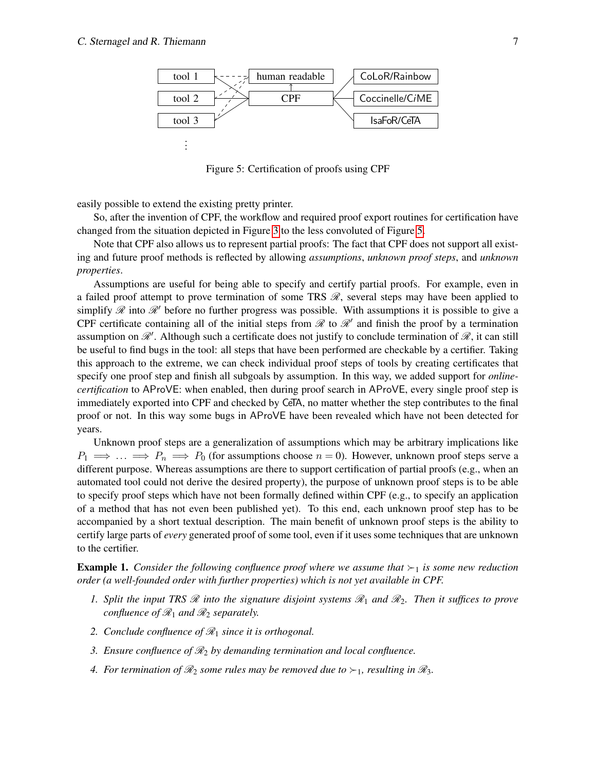Figure 5: Certification of proofs using CPF

easily possible to extend the existing pretty printer.

So, after the invention of CPF, the workflow and required proof export routines for certification have changed from the situation depicted in Figure 3 to the less convoluted of Figure 5.

Note that CPF also allows us to represent partial proofs: The fact that CPF does not support all existing and future proof methods is reflected by allowing *assumptions*, *unknown proof steps*, and *unknown properties*.

Assumptions are useful for being able to specify and certify partial proofs. For example, even in a failed proof attempt to prove termination of some TRS $\mathscr{R}$, several steps may have been applied to simplify $\mathscr{R}$ into $\mathscr{R}'$ before no further progress was possible. With assumptions it is possible to give a CPF certificate containing all of the initial steps from $\mathscr{R}$ to $\mathscr{R}'$ and finish the proof by a termination assumption on $\mathscr{R}'$. Although such a certificate does not justify to conclude termination of $\mathscr{R}$, it can still be useful to find bugs in the tool: all steps that have been performed are checkable by a certifier. Taking this approach to the extreme, we can check individual proof steps of tools by creating certificates that specify one proof step and finish all subgoals by assumption. In this way, we added support for *online-certification* to AProVE: when enabled, then during proof search in AProVE, every single proof step is immediately exported into CPF and checked by CeTA, no matter whether the step contributes to the final proof or not. In this way some bugs in AProVE have been revealed which have not been detected for years.

Unknown proof steps are a generalization of assumptions which may be arbitrary implications like $P_1 \implies \ldots \implies P_n \implies P_0$ (for assumptions choose $n = 0$). However, unknown proof steps serve a different purpose. Whereas assumptions are there to support certification of partial proofs (e.g., when an automated tool could not derive the desired property), the purpose of unknown proof steps is to be able to specify proof steps which have not been formally defined within CPF (e.g., to specify an application of a method that has not even been published yet). To this end, each unknown proof step has to be accompanied by a short textual description. The main benefit of unknown proof steps is the ability to certify large parts of *every* generated proof of some tool, even if it uses some techniques that are unknown to the certifier.

**Example 1.** *Consider the following confluence proof where we assume that $\succ_1$ is some new reduction order (a well-founded order with further properties) which is not yet available in CPF.*

1. *Split the input TRS $\mathscr{R}$ into the signature disjoint systems $\mathscr{R}_1$ and $\mathscr{R}_2$. Then it suffices to prove confluence of $\mathscr{R}_1$ and $\mathscr{R}_2$ separately.*
2. *Conclude confluence of $\mathscr{R}_1$ since it is orthogonal.*
3. *Ensure confluence of $\mathscr{R}_2$ by demanding termination and local confluence.*
4. *For termination of $\mathscr{R}_2$ some rules may be removed due to $\succ_1$, resulting in $\mathscr{R}_3$.*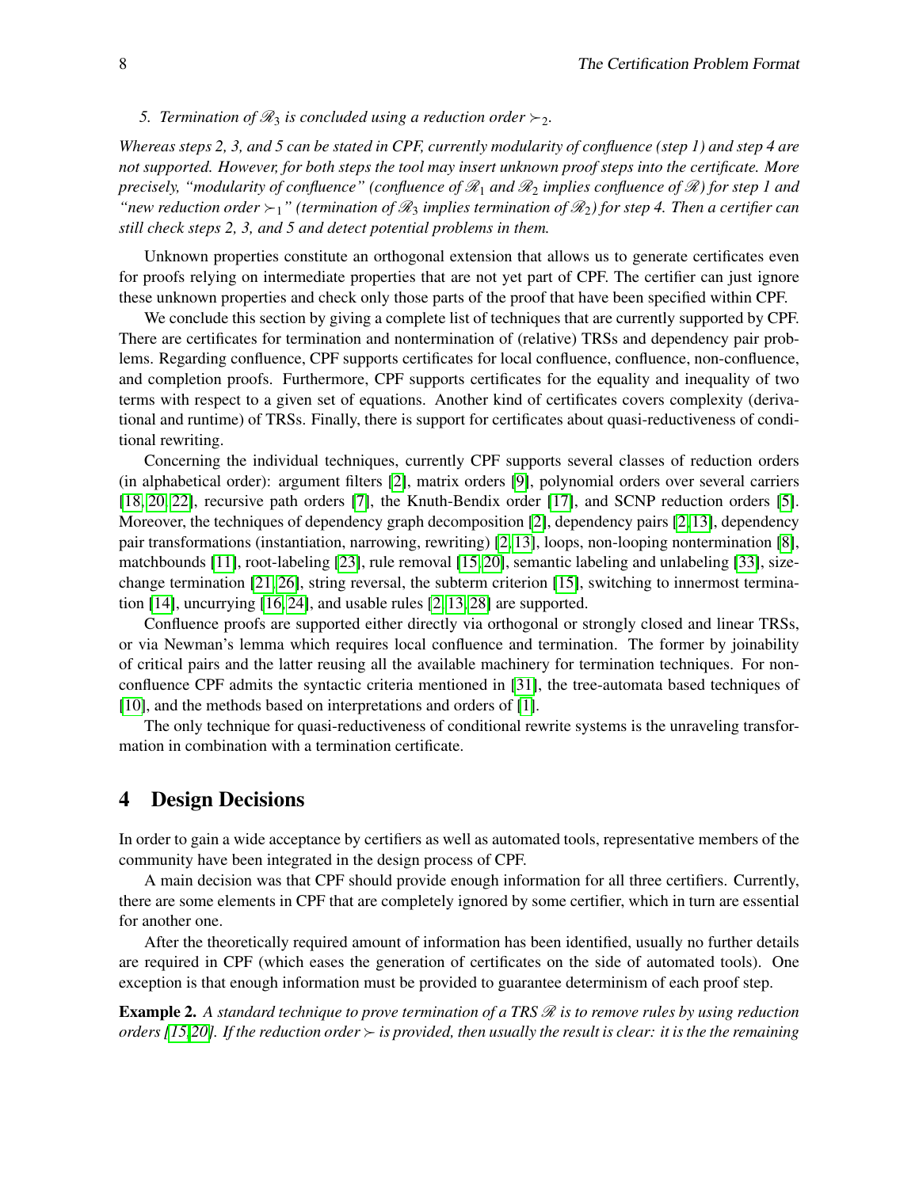*5. Termination of $\mathscr{R}_3$ is concluded using a reduction order $\succ_2$.*

*Whereas steps 2, 3, and 5 can be stated in CPF, currently modularity of confluence (step 1) and step 4 are not supported. However, for both steps the tool may insert unknown proof steps into the certificate. More precisely, "modularity of confluence" (confluence of $\mathscr{R}_1$ and $\mathscr{R}_2$ implies confluence of $\mathscr{R}$) for step 1 and "new reduction order $\succ_1$" (termination of $\mathscr{R}_3$ implies termination of $\mathscr{R}_2$) for step 4. Then a certifier can still check steps 2, 3, and 5 and detect potential problems in them.*

Unknown properties constitute an orthogonal extension that allows us to generate certificates even for proofs relying on intermediate properties that are not yet part of CPF. The certifier can just ignore these unknown properties and check only those parts of the proof that have been specified within CPF.

We conclude this section by giving a complete list of techniques that are currently supported by CPF. There are certificates for termination and nontermination of (relative) TRSs and dependency pair problems. Regarding confluence, CPF supports certificates for local confluence, confluence, non-confluence, and completion proofs. Furthermore, CPF supports certificates for the equality and inequality of two terms with respect to a given set of equations. Another kind of certificates covers complexity (derivational and runtime) of TRSs. Finally, there is support for certificates about quasi-reductiveness of conditional rewriting.

Concerning the individual techniques, currently CPF supports several classes of reduction orders (in alphabetical order): argument filters [2], matrix orders [9], polynomial orders over several carriers [18, 20, 22], recursive path orders [7], the Knuth-Bendix order [17], and SCNP reduction orders [5]. Moreover, the techniques of dependency graph decomposition [2], dependency pairs [2, 13], dependency pair transformations (instantiation, narrowing, rewriting) [2, 13], loops, non-looping nontermination [8], matchbounds [11], root-labeling [23], rule removal [15, 20], semantic labeling and unlabeling [33], size-change termination [21, 26], string reversal, the subterm criterion [15], switching to innermost termination [14], uncurrying [16, 24], and usable rules [2, 13, 28] are supported.

Confluence proofs are supported either directly via orthogonal or strongly closed and linear TRSs, or via Newman's lemma which requires local confluence and termination. The former by joinability of critical pairs and the latter reusing all the available machinery for termination techniques. For non-confluence CPF admits the syntactic criteria mentioned in [31], the tree-automata based techniques of [10], and the methods based on interpretations and orders of [1].

The only technique for quasi-reductiveness of conditional rewrite systems is the unraveling transformation in combination with a termination certificate.

# 4 Design Decisions

In order to gain a wide acceptance by certifiers as well as automated tools, representative members of the community have been integrated in the design process of CPF.

A main decision was that CPF should provide enough information for all three certifiers. Currently, there are some elements in CPF that are completely ignored by some certifier, which in turn are essential for another one.

After the theoretically required amount of information has been identified, usually no further details are required in CPF (which eases the generation of certificates on the side of automated tools). One exception is that enough information must be provided to guarantee determinism of each proof step.

**Example 2.** *A standard technique to prove termination of a TRS $\mathscr{R}$ is to remove rules by using reduction orders [15, 20]. If the reduction order $\succ$ is provided, then usually the result is clear: it is the the remaining*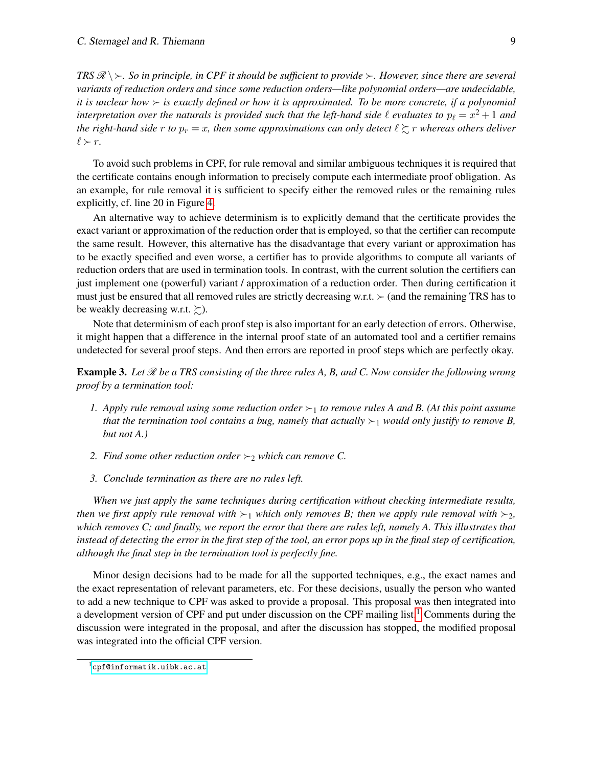*TRS $\mathscr{R} \setminus \succ$. So in principle, in CPF it should be sufficient to provide $\succ$. However, since there are several variants of reduction orders and since some reduction orders—like polynomial orders—are undecidable, it is unclear how $\succ$ is exactly defined or how it is approximated. To be more concrete, if a polynomial interpretation over the naturals is provided such that the left-hand side $\ell$ evaluates to $p_\ell = x^2 + 1$ and the right-hand side $r$ to $p_r = x$, then some approximations can only detect $\ell \succsim r$ whereas others deliver $\ell \succ r$.*

To avoid such problems in CPF, for rule removal and similar ambiguous techniques it is required that the certificate contains enough information to precisely compute each intermediate proof obligation. As an example, for rule removal it is sufficient to specify either the removed rules or the remaining rules explicitly, cf. line 20 in Figure 4.

An alternative way to achieve determinism is to explicitly demand that the certificate provides the exact variant or approximation of the reduction order that is employed, so that the certifier can recompute the same result. However, this alternative has the disadvantage that every variant or approximation has to be exactly specified and even worse, a certifier has to provide algorithms to compute all variants of reduction orders that are used in termination tools. In contrast, with the current solution the certifiers can just implement one (powerful) variant / approximation of a reduction order. Then during certification it must just be ensured that all removed rules are strictly decreasing w.r.t. $\succ$ (and the remaining TRS has to be weakly decreasing w.r.t. $\succsim$).

Note that determinism of each proof step is also important for an early detection of errors. Otherwise, it might happen that a difference in the internal proof state of an automated tool and a certifier remains undetected for several proof steps. And then errors are reported in proof steps which are perfectly okay.

**Example 3.** *Let $\mathscr{R}$ be a TRS consisting of the three rules A, B, and C. Now consider the following wrong proof by a termination tool:*

1. *Apply rule removal using some reduction order $\succ_1$ to remove rules A and B. (At this point assume that the termination tool contains a bug, namely that actually $\succ_1$ would only justify to remove B, but not A.)*
2. *Find some other reduction order $\succ_2$ which can remove C.*
3. *Conclude termination as there are no rules left.*

*When we just apply the same techniques during certification without checking intermediate results, then we first apply rule removal with $\succ_1$ which only removes B; then we apply rule removal with $\succ_2$, which removes C; and finally, we report the error that there are rules left, namely A. This illustrates that instead of detecting the error in the first step of the tool, an error pops up in the final step of certification, although the final step in the termination tool is perfectly fine.*

Minor design decisions had to be made for all the supported techniques, e.g., the exact names and the exact representation of relevant parameters, etc. For these decisions, usually the person who wanted to add a new technique to CPF was asked to provide a proposal. This proposal was then integrated into a development version of CPF and put under discussion on the CPF mailing list.[1] Comments during the discussion were integrated in the proposal, and after the discussion has stopped, the modified proposal was integrated into the official CPF version.

---

[1] cpf@informatik.uibk.ac.at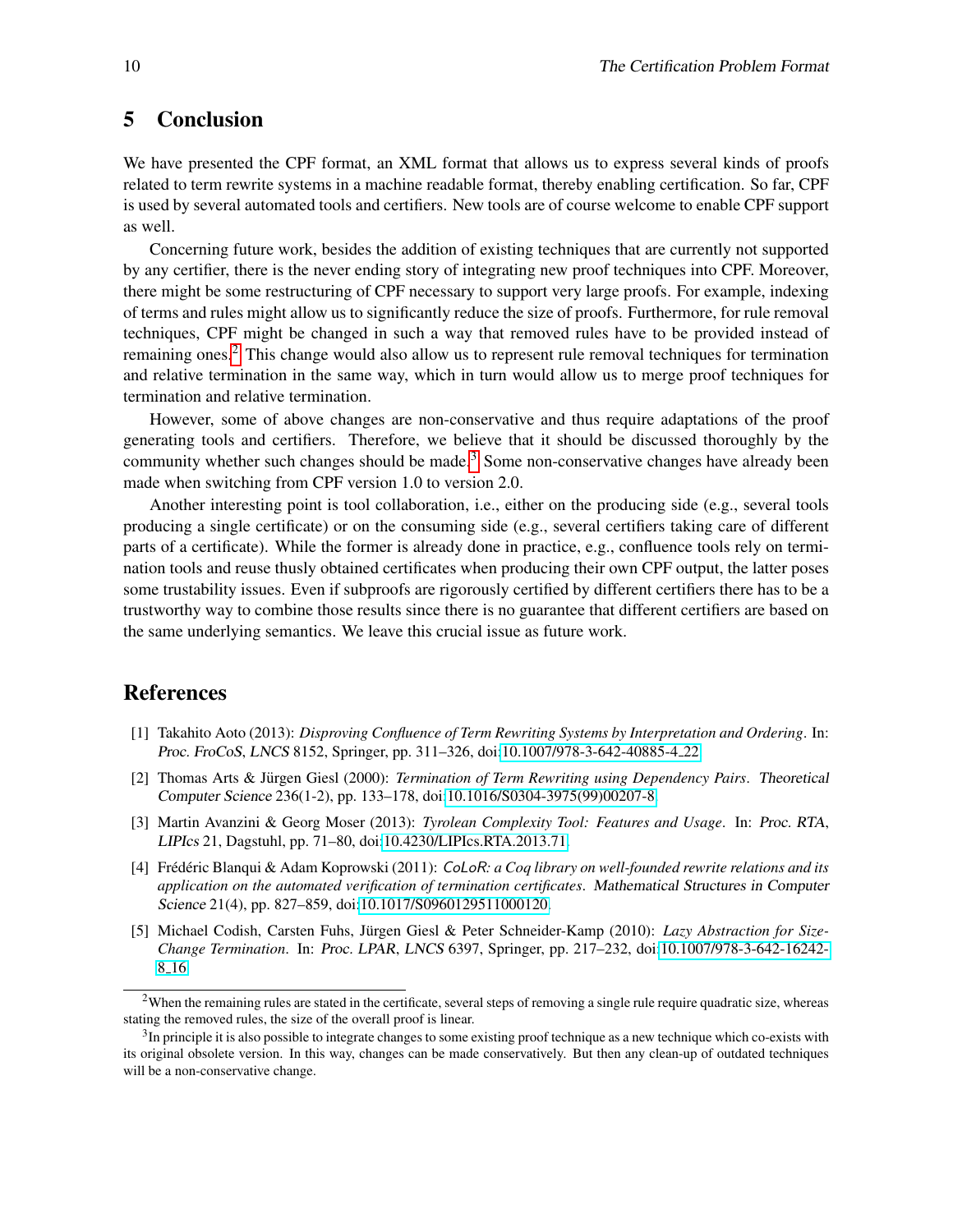## 5 Conclusion

We have presented the CPF format, an XML format that allows us to express several kinds of proofs related to term rewrite systems in a machine readable format, thereby enabling certification. So far, CPF is used by several automated tools and certifiers. New tools are of course welcome to enable CPF support as well.

Concerning future work, besides the addition of existing techniques that are currently not supported by any certifier, there is the never ending story of integrating new proof techniques into CPF. Moreover, there might be some restructuring of CPF necessary to support very large proofs. For example, indexing of terms and rules might allow us to significantly reduce the size of proofs. Furthermore, for rule removal techniques, CPF might be changed in such a way that removed rules have to be provided instead of remaining ones.[2] This change would also allow us to represent rule removal techniques for termination and relative termination in the same way, which in turn would allow us to merge proof techniques for termination and relative termination.

However, some of above changes are non-conservative and thus require adaptations of the proof generating tools and certifiers. Therefore, we believe that it should be discussed thoroughly by the community whether such changes should be made.[3] Some non-conservative changes have already been made when switching from CPF version 1.0 to version 2.0.

Another interesting point is tool collaboration, i.e., either on the producing side (e.g., several tools producing a single certificate) or on the consuming side (e.g., several certifiers taking care of different parts of a certificate). While the former is already done in practice, e.g., confluence tools rely on termination tools and reuse thusly obtained certificates when producing their own CPF output, the latter poses some trustability issues. Even if subproofs are rigorously certified by different certifiers there has to be a trustworthy way to combine those results since there is no guarantee that different certifiers are based on the same underlying semantics. We leave this crucial issue as future work.

## References

[1] Takahito Aoto (2013): *Disproving Confluence of Term Rewriting Systems by Interpretation and Ordering*. In: Proc. FroCoS, LNCS 8152, Springer, pp. 311–326, doi:10.1007/978-3-642-40885-4_22.

[2] Thomas Arts & Jürgen Giesl (2000): *Termination of Term Rewriting using Dependency Pairs*. Theoretical Computer Science 236(1-2), pp. 133–178, doi:10.1016/S0304-3975(99)00207-8.

[3] Martin Avanzini & Georg Moser (2013): *Tyrolean Complexity Tool: Features and Usage*. In: Proc. RTA, LIPIcs 21, Dagstuhl, pp. 71–80, doi:10.4230/LIPIcs.RTA.2013.71.

[4] Frédéric Blanqui & Adam Koprowski (2011): *CoLoR: a Coq library on well-founded rewrite relations and its application on the automated verification of termination certificates*. Mathematical Structures in Computer Science 21(4), pp. 827–859, doi:10.1017/S0960129511000120.

[5] Michael Codish, Carsten Fuhs, Jürgen Giesl & Peter Schneider-Kamp (2010): *Lazy Abstraction for Size-Change Termination*. In: Proc. LPAR, LNCS 6397, Springer, pp. 217–232, doi:10.1007/978-3-642-16242-8_16.

---

[2] When the remaining rules are stated in the certificate, several steps of removing a single rule require quadratic size, whereas stating the removed rules, the size of the overall proof is linear.

[3] In principle it is also possible to integrate changes to some existing proof technique as a new technique which co-exists with its original obsolete version. In this way, changes can be made conservatively. But then any clean-up of outdated techniques will be a non-conservative change.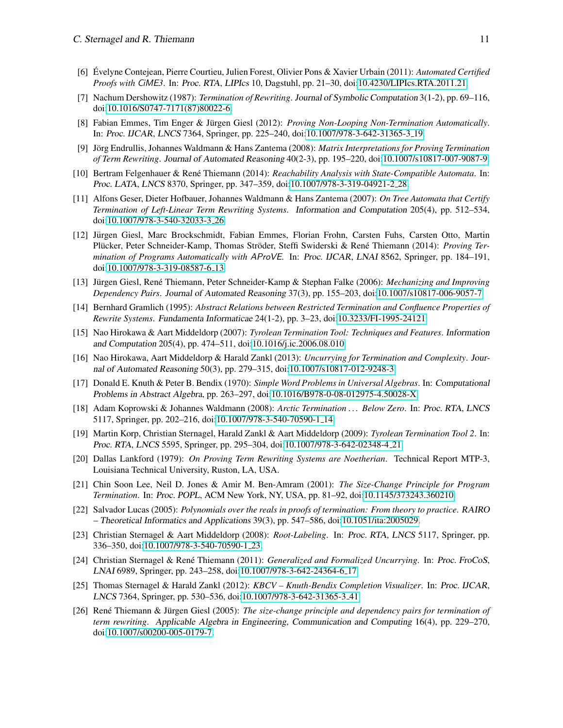[6] Évelyne Contejean, Pierre Courtieu, Julien Forest, Olivier Pons & Xavier Urbain (2011): *Automated Certified Proofs with CiME3*. In: Proc. RTA, LIPIcs 10, Dagstuhl, pp. 21–30, doi:10.4230/LIPIcs.RTA.2011.21.

[7] Nachum Dershowitz (1987): *Termination of Rewriting*. Journal of Symbolic Computation 3(1-2), pp. 69–116, doi:10.1016/S0747-7171(87)80022-6.

[8] Fabian Emmes, Tim Enger & Jürgen Giesl (2012): *Proving Non-Looping Non-Termination Automatically*. In: Proc. IJCAR, LNCS 7364, Springer, pp. 225–240, doi:10.1007/978-3-642-31365-3_19.

[9] Jörg Endrullis, Johannes Waldmann & Hans Zantema (2008): *Matrix Interpretations for Proving Termination of Term Rewriting*. Journal of Automated Reasoning 40(2-3), pp. 195–220, doi:10.1007/s10817-007-9087-9.

[10] Bertram Felgenhauer & René Thiemann (2014): *Reachability Analysis with State-Compatible Automata*. In: Proc. LATA, LNCS 8370, Springer, pp. 347–359, doi:10.1007/978-3-319-04921-2_28.

[11] Alfons Geser, Dieter Hofbauer, Johannes Waldmann & Hans Zantema (2007): *On Tree Automata that Certify Termination of Left-Linear Term Rewriting Systems*. Information and Computation 205(4), pp. 512–534, doi:10.1007/978-3-540-32033-3_26.

[12] Jürgen Giesl, Marc Brockschmidt, Fabian Emmes, Florian Frohn, Carsten Fuhs, Carsten Otto, Martin Plücker, Peter Schneider-Kamp, Thomas Ströder, Steffi Swiderski & René Thiemann (2014): *Proving Termination of Programs Automatically with AProVE*. In: Proc. IJCAR, LNAI 8562, Springer, pp. 184–191, doi:10.1007/978-3-319-08587-6_13.

[13] Jürgen Giesl, René Thiemann, Peter Schneider-Kamp & Stephan Falke (2006): *Mechanizing and Improving Dependency Pairs*. Journal of Automated Reasoning 37(3), pp. 155–203, doi:10.1007/s10817-006-9057-7.

[14] Bernhard Gramlich (1995): *Abstract Relations between Restricted Termination and Confluence Properties of Rewrite Systems*. Fundamenta Informaticae 24(1-2), pp. 3–23, doi:10.3233/FI-1995-24121.

[15] Nao Hirokawa & Aart Middeldorp (2007): *Tyrolean Termination Tool: Techniques and Features*. Information and Computation 205(4), pp. 474–511, doi:10.1016/j.ic.2006.08.010.

[16] Nao Hirokawa, Aart Middeldorp & Harald Zankl (2013): *Uncurrying for Termination and Complexity*. Journal of Automated Reasoning 50(3), pp. 279–315, doi:10.1007/s10817-012-9248-3.

[17] Donald E. Knuth & Peter B. Bendix (1970): *Simple Word Problems in Universal Algebras*. In: Computational Problems in Abstract Algebra, pp. 263–297, doi:10.1016/B978-0-08-012975-4.50028-X.

[18] Adam Koprowski & Johannes Waldmann (2008): *Arctic Termination ... Below Zero*. In: Proc. RTA, LNCS 5117, Springer, pp. 202–216, doi:10.1007/978-3-540-70590-1_14.

[19] Martin Korp, Christian Sternagel, Harald Zankl & Aart Middeldorp (2009): *Tyrolean Termination Tool 2*. In: Proc. RTA, LNCS 5595, Springer, pp. 295–304, doi:10.1007/978-3-642-02348-4_21.

[20] Dallas Lankford (1979): *On Proving Term Rewriting Systems are Noetherian*. Technical Report MTP-3, Louisiana Technical University, Ruston, LA, USA.

[21] Chin Soon Lee, Neil D. Jones & Amir M. Ben-Amram (2001): *The Size-Change Principle for Program Termination*. In: Proc. POPL, ACM New York, NY, USA, pp. 81–92, doi:10.1145/373243.360210.

[22] Salvador Lucas (2005): *Polynomials over the reals in proofs of termination: From theory to practice*. RAIRO – Theoretical Informatics and Applications 39(3), pp. 547–586, doi:10.1051/ita:2005029.

[23] Christian Sternagel & Aart Middeldorp (2008): *Root-Labeling*. In: Proc. RTA, LNCS 5117, Springer, pp. 336–350, doi:10.1007/978-3-540-70590-1_23.

[24] Christian Sternagel & René Thiemann (2011): *Generalized and Formalized Uncurrying*. In: Proc. FroCoS, LNAI 6989, Springer, pp. 243–258, doi:10.1007/978-3-642-24364-6_17.

[25] Thomas Sternagel & Harald Zankl (2012): *KBCV – Knuth-Bendix Completion Visualizer*. In: Proc. IJCAR, LNCS 7364, Springer, pp. 530–536, doi:10.1007/978-3-642-31365-3_41.

[26] René Thiemann & Jürgen Giesl (2005): *The size-change principle and dependency pairs for termination of term rewriting*. Applicable Algebra in Engineering, Communication and Computing 16(4), pp. 229–270, doi:10.1007/s00200-005-0179-7.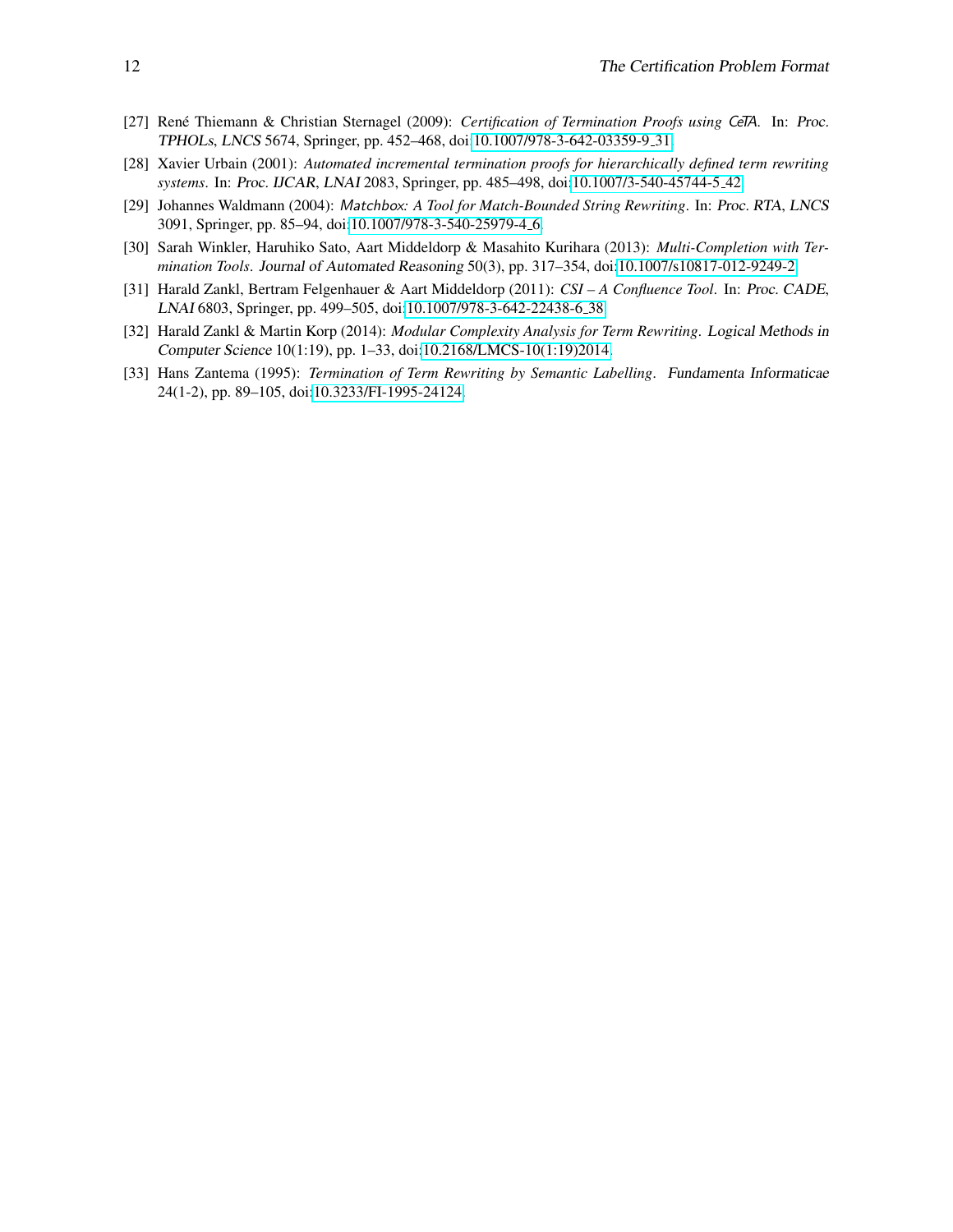[27] René Thiemann & Christian Sternagel (2009): *Certification of Termination Proofs using CeTA*. In: *Proc. TPHOLs*, *LNCS* 5674, Springer, pp. 452–468, doi:10.1007/978-3-642-03359-9_31.

[28] Xavier Urbain (2001): *Automated incremental termination proofs for hierarchically defined term rewriting systems*. In: *Proc. IJCAR*, *LNAI* 2083, Springer, pp. 485–498, doi:10.1007/3-540-45744-5_42.

[29] Johannes Waldmann (2004): *Matchbox: A Tool for Match-Bounded String Rewriting*. In: *Proc. RTA*, *LNCS* 3091, Springer, pp. 85–94, doi:10.1007/978-3-540-25979-4_6.

[30] Sarah Winkler, Haruhiko Sato, Aart Middeldorp & Masahito Kurihara (2013): *Multi-Completion with Termination Tools*. *Journal of Automated Reasoning* 50(3), pp. 317–354, doi:10.1007/s10817-012-9249-2.

[31] Harald Zankl, Bertram Felgenhauer & Aart Middeldorp (2011): *CSI – A Confluence Tool*. In: *Proc. CADE*, *LNAI* 6803, Springer, pp. 499–505, doi:10.1007/978-3-642-22438-6_38.

[32] Harald Zankl & Martin Korp (2014): *Modular Complexity Analysis for Term Rewriting*. *Logical Methods in Computer Science* 10(1:19), pp. 1–33, doi:10.2168/LMCS-10(1:19)2014.

[33] Hans Zantema (1995): *Termination of Term Rewriting by Semantic Labelling*. *Fundamenta Informaticae* 24(1-2), pp. 89–105, doi:10.3233/FI-1995-24124.